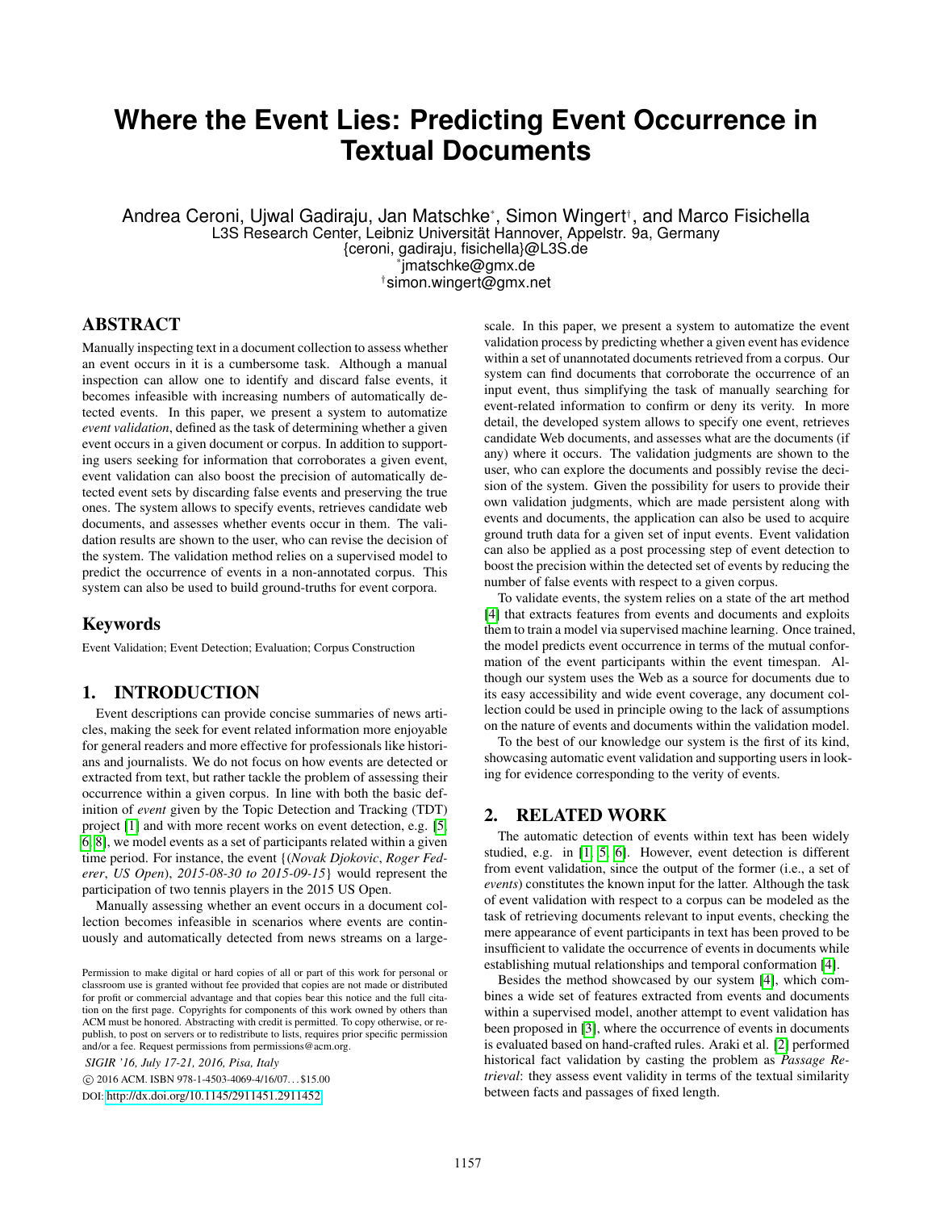# Where the Event Lies: Predicting Event Occurrence in Textual Documents

Andrea Ceroni, Ujwal Gadiraju, Jan Matschke*, Simon Wingert†, and Marco Fisichella
L3S Research Center, Leibniz Universität Hannover, Appelstr. 9a, Germany
{ceroni, gadiraju, fisichella}@L3S.de
*jmatschke@gmx.de
†simon.wingert@gmx.net

## ABSTRACT

Manually inspecting text in a document collection to assess whether an event occurs in it is a cumbersome task. Although a manual inspection can allow one to identify and discard false events, it becomes infeasible with increasing numbers of automatically detected events. In this paper, we present a system to automatize *event validation*, defined as the task of determining whether a given event occurs in a given document or corpus. In addition to supporting users seeking for information that corroborates a given event, event validation can also boost the precision of automatically detected event sets by discarding false events and preserving the true ones. The system allows to specify events, retrieves candidate web documents, and assesses whether events occur in them. The validation results are shown to the user, who can revise the decision of the system. The validation method relies on a supervised model to predict the occurrence of events in a non-annotated corpus. This system can also be used to build ground-truths for event corpora.

## Keywords

Event Validation; Event Detection; Evaluation; Corpus Construction

## 1. INTRODUCTION

Event descriptions can provide concise summaries of news articles, making the seek for event related information more enjoyable for general readers and more effective for professionals like historians and journalists. We do not focus on how events are detected or extracted from text, but rather tackle the problem of assessing their occurrence within a given corpus. In line with both the basic definition of *event* given by the Topic Detection and Tracking (TDT) project [1] and with more recent works on event detection, e.g. [5, 6, 8], we model events as a set of participants related within a given time period. For instance, the event {(*Novak Djokovic*, *Roger Federer*, *US Open*), *2015-08-30 to 2015-09-15*} would represent the participation of two tennis players in the 2015 US Open.

Manually assessing whether an event occurs in a document collection becomes infeasible in scenarios where events are continuously and automatically detected from news streams on a large-scale. In this paper, we present a system to automatize the event validation process by predicting whether a given event has evidence within a set of unannotated documents retrieved from a corpus. Our system can find documents that corroborate the occurrence of an input event, thus simplifying the task of manually searching for event-related information to confirm or deny its verity. In more detail, the developed system allows to specify one event, retrieves candidate Web documents, and assesses what are the documents (if any) where it occurs. The validation judgments are shown to the user, who can explore the documents and possibly revise the decision of the system. Given the possibility for users to provide their own validation judgments, which are made persistent along with events and documents, the application can also be used to acquire ground truth data for a given set of input events. Event validation can also be applied as a post processing step of event detection to boost the precision within the detected set of events by reducing the number of false events with respect to a given corpus.

To validate events, the system relies on a state of the art method [4] that extracts features from events and documents and exploits them to train a model via supervised machine learning. Once trained, the model predicts event occurrence in terms of the mutual conformation of the event participants within the event timespan. Although our system uses the Web as a source for documents due to its easy accessibility and wide event coverage, any document collection could be used in principle owing to the lack of assumptions on the nature of events and documents within the validation model.

To the best of our knowledge our system is the first of its kind, showcasing automatic event validation and supporting users in looking for evidence corresponding to the verity of events.

## 2. RELATED WORK

The automatic detection of events within text has been widely studied, e.g. in [1, 5, 6]. However, event detection is different from event validation, since the output of the former (i.e., a set of *events*) constitutes the known input for the latter. Although the task of event validation with respect to a corpus can be modeled as the task of retrieving documents relevant to input events, checking the mere appearance of event participants in text has been proved to be insufficient to validate the occurrence of events in documents while establishing mutual relationships and temporal conformation [4].

Besides the method showcased by our system [4], which combines a wide set of features extracted from events and documents within a supervised model, another attempt to event validation has been proposed in [3], where the occurrence of events in documents is evaluated based on hand-crafted rules. Araki et al. [2] performed historical fact validation by casting the problem as *Passage Retrieval*: they assess event validity in terms of the textual similarity between facts and passages of fixed length.

Permission to make digital or hard copies of all or part of this work for personal or classroom use is granted without fee provided that copies are not made or distributed for profit or commercial advantage and that copies bear this notice and the full citation on the first page. Copyrights for components of this work owned by others than ACM must be honored. Abstracting with credit is permitted. To copy otherwise, or republish, to post on servers or to redistribute to lists, requires prior specific permission and/or a fee. Request permissions from permissions@acm.org.

*SIGIR '16, July 17-21, 2016, Pisa, Italy*

© 2016 ACM. ISBN 978-1-4503-4069-4/16/07...$15.00

DOI: http://dx.doi.org/10.1145/2911451.2911452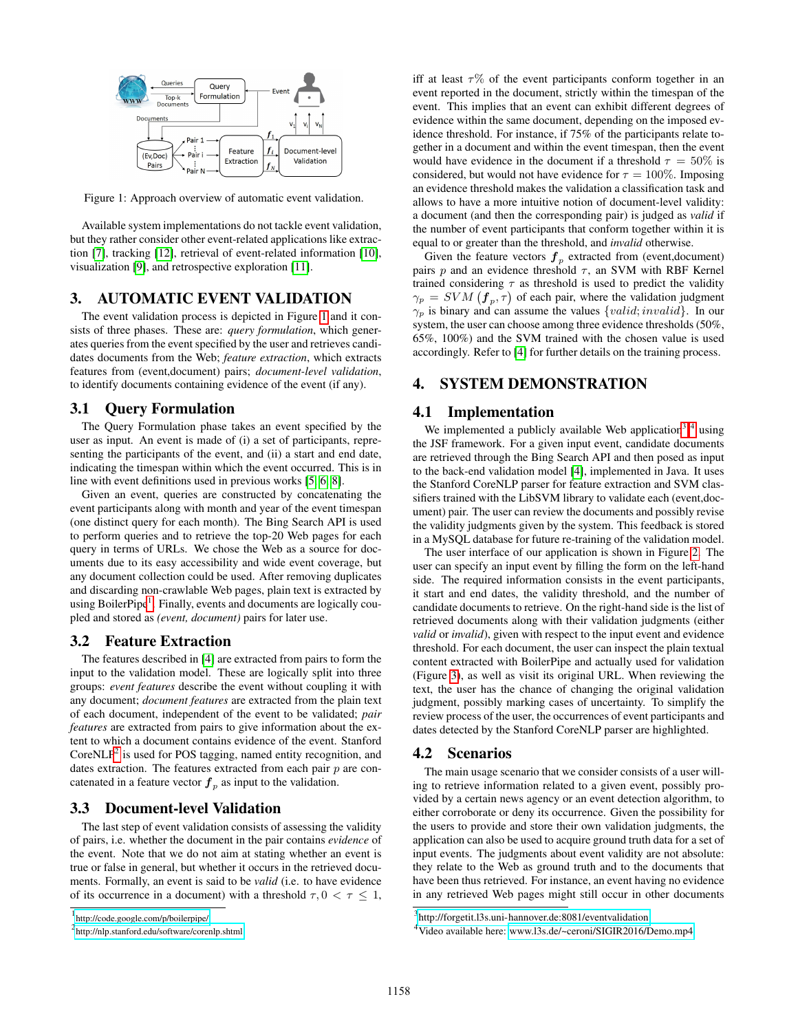Figure 1: Approach overview of automatic event validation.

Available system implementations do not tackle event validation, but they rather consider other event-related applications like extraction [7], tracking [12], retrieval of event-related information [10], visualization [9], and retrospective exploration [11].

## 3. AUTOMATIC EVENT VALIDATION

The event validation process is depicted in Figure 1 and it consists of three phases. These are: *query formulation*, which generates queries from the event specified by the user and retrieves candidates documents from the Web; *feature extraction*, which extracts features from (event,document) pairs; *document-level validation*, to identify documents containing evidence of the event (if any).

### 3.1 Query Formulation

The Query Formulation phase takes an event specified by the user as input. An event is made of (i) a set of participants, representing the participants of the event, and (ii) a start and end date, indicating the timespan within which the event occurred. This is in line with event definitions used in previous works [5, 6, 8].

Given an event, queries are constructed by concatenating the event participants along with month and year of the event timespan (one distinct query for each month). The Bing Search API is used to perform queries and to retrieve the top-20 Web pages for each query in terms of URLs. We chose the Web as a source for documents due to its easy accessibility and wide event coverage, but any document collection could be used. After removing duplicates and discarding non-crawlable Web pages, plain text is extracted by using BoilerPipe[1]. Finally, events and documents are logically coupled and stored as *(event, document)* pairs for later use.

### 3.2 Feature Extraction

The features described in [4] are extracted from pairs to form the input to the validation model. These are logically split into three groups: *event features* describe the event without coupling it with any document; *document features* are extracted from the plain text of each document, independent of the event to be validated; *pair features* are extracted from pairs to give information about the extent to which a document contains evidence of the event. Stanford CoreNLP[2] is used for POS tagging, named entity recognition, and dates extraction. The features extracted from each pair $p$ are concatenated in a feature vector $\boldsymbol{f}_p$ as input to the validation.

### 3.3 Document-level Validation

The last step of event validation consists of assessing the validity of pairs, i.e. whether the document in the pair contains *evidence* of the event. Note that we do not aim at stating whether an event is true or false in general, but whether it occurs in the retrieved documents. Formally, an event is said to be *valid* (i.e. to have evidence of its occurrence in a document) with a threshold $\tau, 0 < \tau \leq 1$, iff at least $\tau$% of the event participants conform together in an event reported in the document, strictly within the timespan of the event. This implies that an event can exhibit different degrees of evidence within the same document, depending on the imposed evidence threshold. For instance, if 75% of the participants relate together in a document and within the event timespan, then the event would have evidence in the document if a threshold $\tau = 50\%$ is considered, but would not have evidence for $\tau = 100\%$. Imposing an evidence threshold makes the validation a classification task and allows to have a more intuitive notion of document-level validity: a document (and then the corresponding pair) is judged as *valid* if the number of event participants that conform together within it is equal to or greater than the threshold, and *invalid* otherwise.

Given the feature vectors $\boldsymbol{f}_p$ extracted from (event,document) pairs $p$ and an evidence threshold $\tau$, an SVM with RBF Kernel trained considering $\tau$ as threshold is used to predict the validity $\gamma_p = SVM(\boldsymbol{f}_p, \tau)$ of each pair, where the validation judgment $\gamma_p$ is binary and can assume the values $\{valid; invalid\}$. In our system, the user can choose among three evidence thresholds (50%, 65%, 100%) and the SVM trained with the chosen value is used accordingly. Refer to [4] for further details on the training process.

## 4. SYSTEM DEMONSTRATION

### 4.1 Implementation

We implemented a publicly available Web application[3] [4] using the JSF framework. For a given input event, candidate documents are retrieved through the Bing Search API and then posed as input to the back-end validation model [4], implemented in Java. It uses the Stanford CoreNLP parser for feature extraction and SVM classifiers trained with the LibSVM library to validate each (event,document) pair. The user can review the documents and possibly revise the validity judgments given by the system. This feedback is stored in a MySQL database for future re-training of the validation model.

The user interface of our application is shown in Figure 2. The user can specify an input event by filling the form on the left-hand side. The required information consists in the event participants, it start and end dates, the validity threshold, and the number of candidate documents to retrieve. On the right-hand side is the list of retrieved documents along with their validation judgments (either *valid* or *invalid*), given with respect to the input event and evidence threshold. For each document, the user can inspect the plain textual content extracted with BoilerPipe and actually used for validation (Figure 3), as well as visit its original URL. When reviewing the text, the user has the chance of changing the original validation judgment, possibly marking cases of uncertainty. To simplify the review process of the user, the occurrences of event participants and dates detected by the Stanford CoreNLP parser are highlighted.

### 4.2 Scenarios

The main usage scenario that we consider consists of a user willing to retrieve information related to a given event, possibly provided by a certain news agency or an event detection algorithm, to either corroborate or deny its occurrence. Given the possibility for the users to provide and store their own validation judgments, the application can also be used to acquire ground truth data for a set of input events. The judgments about event validity are not absolute: they relate to the Web as ground truth and to the documents that have been thus retrieved. For instance, an event having no evidence in any retrieved Web pages might still occur in other documents

[1] http://code.google.com/p/boilerpipe/

[2] http://nlp.stanford.edu/software/corenlp.shtml

[3] http://forgetit.l3s.uni-hannover.de:8081/eventvalidation

[4] Video available here: www.l3s.de/~ceroni/SIGIR2016/Demo.mp4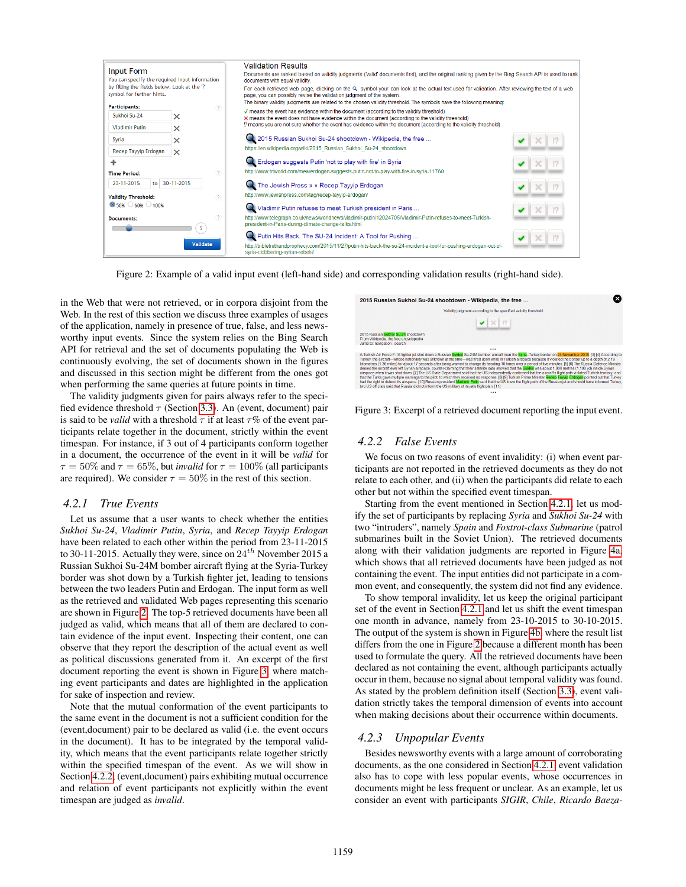Figure 2: Example of a valid input event (left-hand side) and corresponding validation results (right-hand side).

in the Web that were not retrieved, or in corpora disjoint from the Web. In the rest of this section we discuss three examples of usages of the application, namely in presence of true, false, and less newsworthy input events. Since the system relies on the Bing Search API for retrieval and the set of documents populating the Web is continuously evolving, the set of documents shown in the figures and discussed in this section might be different from the ones got when performing the same queries at future points in time.

The validity judgments given for pairs always refer to the specified evidence threshold $\tau$ (Section 3.3). An (event, document) pair is said to be *valid* with a threshold $\tau$ if at least $\tau$% of the event participants relate together in the document, strictly within the event timespan. For instance, if 3 out of 4 participants conform together in a document, the occurrence of the event in it will be *valid* for $\tau = 50\%$ and $\tau = 65\%$, but *invalid* for $\tau = 100\%$ (all participants are required). We consider $\tau = 50\%$ in the rest of this section.

### 4.2.1 True Events

Let us assume that a user wants to check whether the entities *Sukhoi Su-24*, *Vladimir Putin*, *Syria*, and *Recep Tayyip Erdogan* have been related to each other within the period from 23-11-2015 to 30-11-2015. Actually they were, since on $24^{th}$ November 2015 a Russian Sukhoi Su-24M bomber aircraft flying at the Syria-Turkey border was shot down by a Turkish fighter jet, leading to tensions between the two leaders Putin and Erdogan. The input form as well as the retrieved and validated Web pages representing this scenario are shown in Figure 2. The top-5 retrieved documents have been all judged as valid, which means that all of them are declared to contain evidence of the input event. Inspecting their content, one can observe that they report the description of the actual event as well as political discussions generated from it. An excerpt of the first document reporting the event is shown in Figure 3, where matching event participants and dates are highlighted in the application for sake of inspection and review.

Note that the mutual conformation of the event participants to the same event in the document is not a sufficient condition for the (event,document) pair to be declared as valid (i.e. the event occurs in the document). It has to be integrated by the temporal validity, which means that the event participants relate together strictly within the specified timespan of the event. As we will show in Section 4.2.2, (event,document) pairs exhibiting mutual occurrence and relation of event participants not explicitly within the event timespan are judged as *invalid*.

Figure 3: Excerpt of a retrieved document reporting the input event.

### 4.2.2 False Events

We focus on two reasons of event invalidity: (i) when event participants are not reported in the retrieved documents as they do not relate to each other, and (ii) when the participants did relate to each other but not within the specified event timespan.

Starting from the event mentioned in Section 4.2.1, let us modify the set of participants by replacing *Syria* and *Sukhoi Su-24* with two "intruders", namely *Spain* and *Foxtrot-class Submarine* (patrol submarines built in the Soviet Union). The retrieved documents along with their validation judgments are reported in Figure 4a, which shows that all retrieved documents have been judged as not containing the event. The input entities did not participate in a common event, and consequently, the system did not find any evidence.

To show temporal invalidity, let us keep the original participant set of the event in Section 4.2.1 and let us shift the event timespan one month in advance, namely from 23-10-2015 to 30-10-2015. The output of the system is shown in Figure 4b, where the result list differs from the one in Figure 2 because a different month has been used to formulate the query. All the retrieved documents have been declared as not containing the event, although participants actually occur in them, because no signal about temporal validity was found. As stated by the problem definition itself (Section 3.3), event validation strictly takes the temporal dimension of events into account when making decisions about their occurrence within documents.

### 4.2.3 Unpopular Events

Besides newsworthy events with a large amount of corroborating documents, as the one considered in Section 4.2.1, event validation also has to cope with less popular events, whose occurrences in documents might be less frequent or unclear. As an example, let us consider an event with participants *SIGIR*, *Chile*, *Ricardo Baeza-*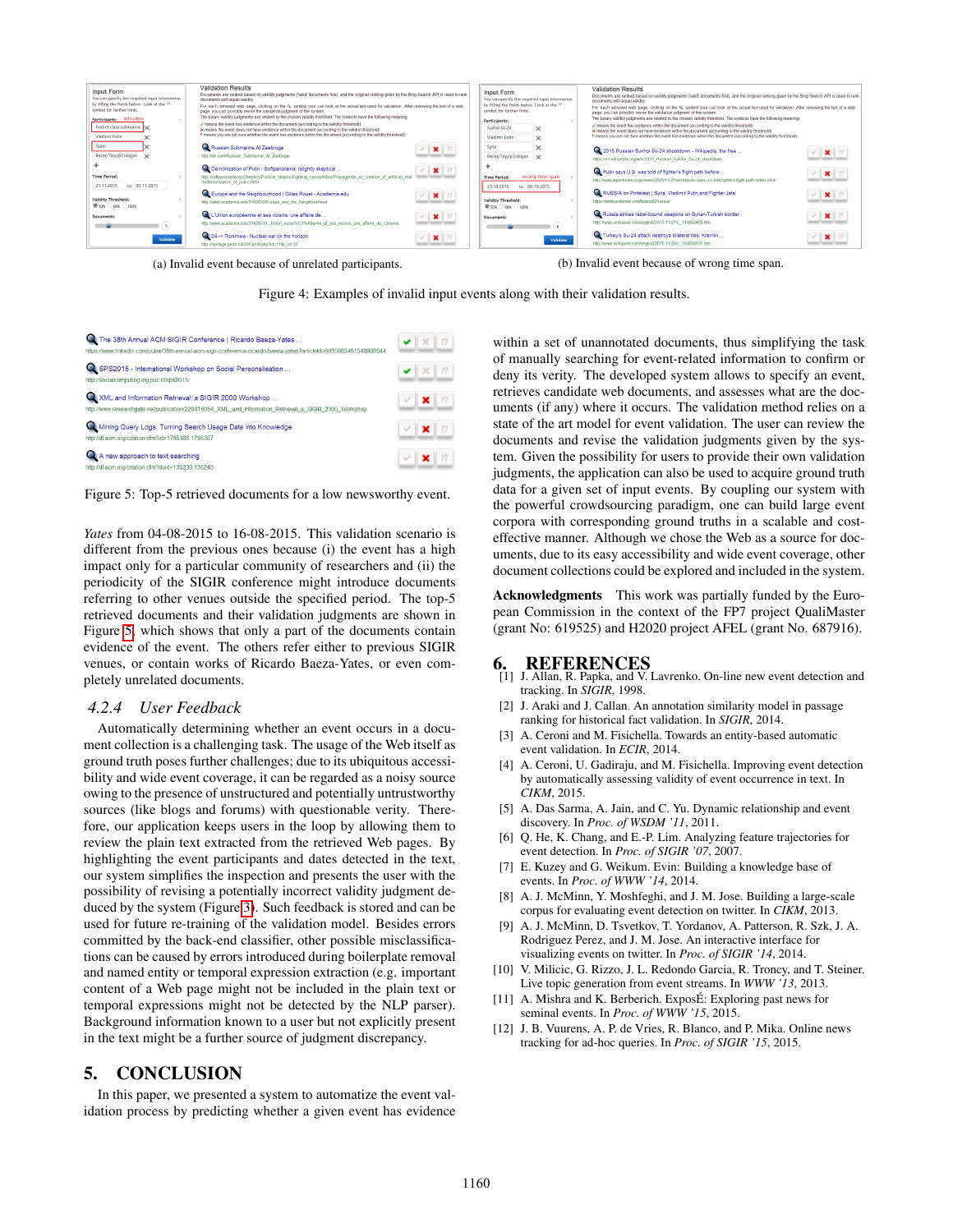(a) Invalid event because of unrelated participants.

(b) Invalid event because of wrong time span.

Figure 4: Examples of invalid input events along with their validation results.

Figure 5: Top-5 retrieved documents for a low newsworthy event.

*Yates* from 04-08-2015 to 16-08-2015. This validation scenario is different from the previous ones because (i) the event has a high impact only for a particular community of researchers and (ii) the periodicity of the SIGIR conference might introduce documents referring to other venues outside the specified period. The top-5 retrieved documents and their validation judgments are shown in Figure 5, which shows that only a part of the documents contain evidence of the event. The others refer either to previous SIGIR venues, or contain works of Ricardo Baeza-Yates, or even completely unrelated documents.

### 4.2.4 User Feedback

Automatically determining whether an event occurs in a document collection is a challenging task. The usage of the Web itself as ground truth poses further challenges; due to its ubiquitous accessibility and wide event coverage, it can be regarded as a noisy source owing to the presence of unstructured and potentially untrustworthy sources (like blogs and forums) with questionable verity. Therefore, our application keeps users in the loop by allowing them to review the plain text extracted from the retrieved Web pages. By highlighting the event participants and dates detected in the text, our system simplifies the inspection and presents the user with the possibility of revising a potentially incorrect validity judgment deduced by the system (Figure 3). Such feedback is stored and can be used for future re-training of the validation model. Besides errors committed by the back-end classifier, other possible misclassifications can be caused by errors introduced during boilerplate removal and named entity or temporal expression extraction (e.g. important content of a Web page might not be included in the plain text or temporal expressions might not be detected by the NLP parser). Background information known to a user but not explicitly present in the text might be a further source of judgment discrepancy.

## 5. CONCLUSION

In this paper, we presented a system to automatize the event validation process by predicting whether a given event has evidence within a set of unannotated documents, thus simplifying the task of manually searching for event-related information to confirm or deny its verity. The developed system allows to specify an event, retrieves candidate web documents, and assesses what are the documents (if any) where it occurs. The validation method relies on a state of the art model for event validation. The user can review the documents and revise the validation judgments given by the system. Given the possibility for users to provide their own validation judgments, the application can also be used to acquire ground truth data for a given set of input events. By coupling our system with the powerful crowdsourcing paradigm, one can build large event corpora with corresponding ground truths in a scalable and cost-effective manner. Although we chose the Web as a source for documents, due to its easy accessibility and wide event coverage, other document collections could be explored and included in the system.

**Acknowledgments** This work was partially funded by the European Commission in the context of the FP7 project QualiMaster (grant No: 619525) and H2020 project AFEL (grant No. 687916).

## 6. REFERENCES

[1] J. Allan, R. Papka, and V. Lavrenko. On-line new event detection and tracking. In *SIGIR*, 1998.

[2] J. Araki and J. Callan. An annotation similarity model in passage ranking for historical fact validation. In *SIGIR*, 2014.

[3] A. Ceroni and M. Fisichella. Towards an entity-based automatic event validation. In *ECIR*, 2014.

[4] A. Ceroni, U. Gadiraju, and M. Fisichella. Improving event detection by automatically assessing validity of event occurrence in text. In *CIKM*, 2015.

[5] A. Das Sarma, A. Jain, and C. Yu. Dynamic relationship and event discovery. In *Proc. of WSDM '11*, 2011.

[6] Q. He, K. Chang, and E.-P. Lim. Analyzing feature trajectories for event detection. In *Proc. of SIGIR '07*, 2007.

[7] E. Kuzey and G. Weikum. Evin: Building a knowledge base of events. In *Proc. of WWW '14*, 2014.

[8] A. J. McMinn, Y. Moshfeghi, and J. M. Jose. Building a large-scale corpus for evaluating event detection on twitter. In *CIKM*, 2013.

[9] A. J. McMinn, D. Tsvetkov, T. Yordanov, A. Patterson, R. Szk, J. A. Rodriguez Perez, and J. M. Jose. An interactive interface for visualizing events on twitter. In *Proc. of SIGIR '14*, 2014.

[10] V. Milicic, G. Rizzo, J. L. Redondo Garcia, R. Troncy, and T. Steiner. Live topic generation from event streams. In *WWW '13*, 2013.

[11] A. Mishra and K. Berberich. ExposÉ: Exploring past news for seminal events. In *Proc. of WWW '15*, 2015.

[12] J. B. Vuurens, A. P. de Vries, R. Blanco, and P. Mika. Online news tracking for ad-hoc queries. In *Proc. of SIGIR '15*, 2015.